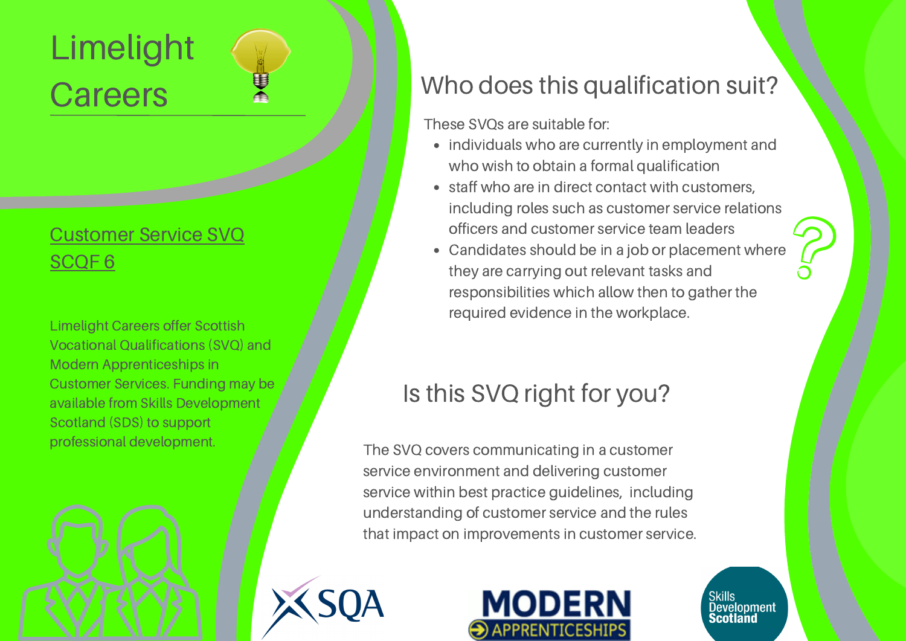# Limelight Careers

## Customer Service SVQ SCQF 6

Limelight Careers offer Scottish Vocational Qualifications (SVQ) and Modern Apprenticeships in Customer Services. Funding may be available from Skills Development Scotland (SDS) to support professional development.

## Who does this qualification suit?

These SVQs are suitable for:

- individuals who are currently in employment and who wish to obtain a formal qualification
- staff who are in direct contact with customers, including roles such as customer service relations officers and customer service team leaders
- Candidates should be in a job or placement where they are carrying out relevant tasks and responsibilities which allow then to gather the required evidence in the workplace.

## Is this SVQ right for you?

The SVQ covers communicating in a customer service environment and delivering customer service within best practice guidelines, including understanding of customer service and the rules that impact on improvements in customer service.

SQA

MODERN APPRENTICESHIPS

Skills Development Scotland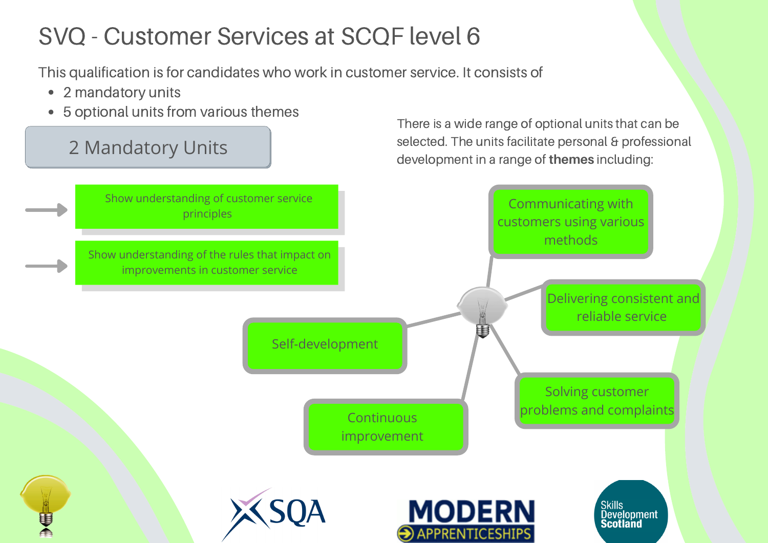# SVQ - Customer Services at SCQF level 6

This qualification is for candidates who work in customer service. It consists of

- 2 mandatory units
- 5 optional units from various themes

## 2 Mandatory Units

- Show understanding of customer service principles
- Show understanding of the rules that impact on improvements in customer service

There is a wide range of optional units that can be selected. The units facilitate personal & professional development in a range of **themes** including:

- Communicating with customers using various methods
- Delivering consistent and reliable service
- Solving customer problems and complaints
- Continuous improvement
- Self-development

SQA

MODERN APPRENTICESHIPS

Skills Development Scotland